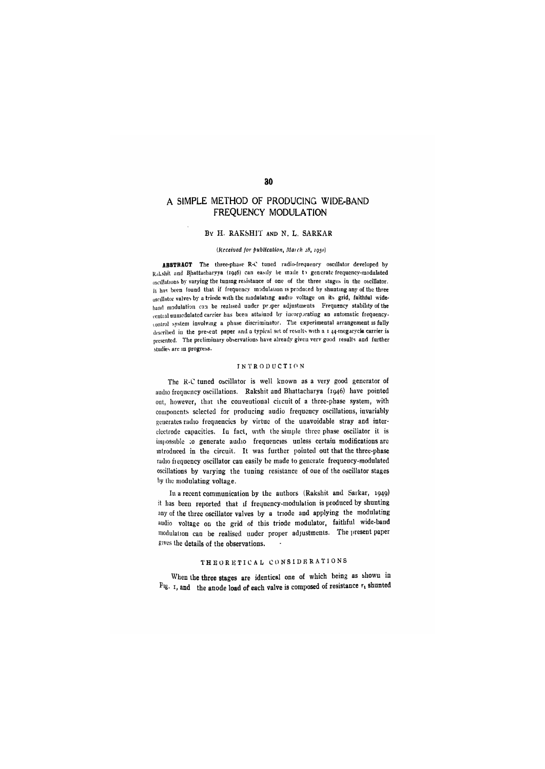# A SIMPLE METHOD OF PRODUCING WIDE-BAND FREQUENCY MODULATION

By H. RAKSHIT and N. L. SARKAR

*(Received for publication, March 28, 1950)*

**ABSTRACT** The three-phase R-C tuned radio-frequency oscillator developed by Rakshit and Bhattacharyya (1946) can easily be made to generate frequency-modulated oscillations by varying the tuning resistance of one of the three stages in the oscillator. It has been found that if frequency modulation is produced by shunting any of the three oscillator valves by a triode with the modulating audio voltage on its grid, faithful wide-band modulation can be realised under proper adjustments. Frequency stability of the central unmodulated carrier has been attained by incorporating an automatic frequency-control system involving a phase discriminator. The experimental arrangement is fully described in the present paper and a typical set of results with a 1.44-megacycle carrier is presented. The preliminary observations have already given very good results and further studies are in progress.

## INTRODUCTION

The R-C tuned oscillator is well known as a very good generator of audio frequency oscillations. Rakshit and Bhattacharya (1946) have pointed out, however, that the conventional circuit of a three-phase system, with components selected for producing audio frequency oscillations, invariably generates radio frequencies by virtue of the unavoidable stray and inter-electrode capacities. In fact, with the simple three phase oscillator it is impossible to generate audio frequencies unless certain modifications are introduced in the circuit. It was further pointed out that the three-phase radio frequency oscillator can easily be made to generate frequency-modulated oscillations by varying the tuning resistance of one of the oscillator stages by the modulating voltage.

In a recent communication by the authors (Rakshit and Sarkar, 1949) it has been reported that if frequency-modulation is produced by shunting any of the three oscillator valves by a triode and applying the modulating audio voltage on the grid of this triode modulator, faithful wide-band modulation can be realised under proper adjustments. The present paper gives the details of the observations.

## THEORETICAL CONSIDERATIONS

When the three stages are identical one of which being as shown in Fig. 1, and the anode load of each valve is composed of resistance $r_1$ shunted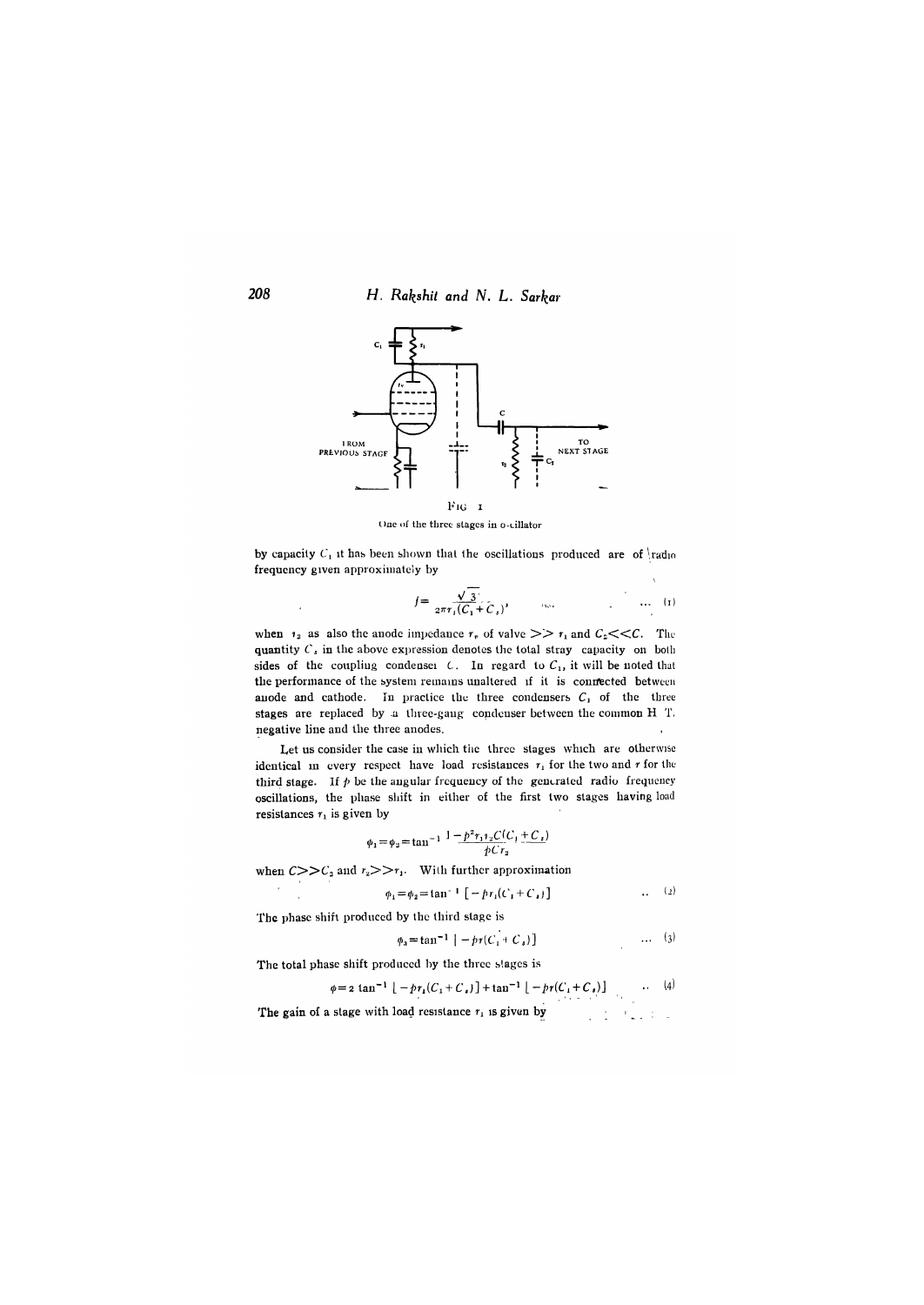FIG 1

One of the three stages in oscillator

by capacity $C_1$ it has been shown that the oscillations produced are of radio frequency given approximately by

$$f = \frac{\sqrt{3}}{2\pi r_1 (C_1 + C_s)}, \qquad \ldots (1)$$

when $r_2$ as also the anode impedance $r_p$ of valve $>> r_1$ and $C_2 << C$. The quantity $C_s$ in the above expression denotes the total stray capacity on both sides of the coupling condenser $C$. In regard to $C_1$, it will be noted that the performance of the system remains unaltered if it is connected between anode and cathode. In practice the three condensers $C_1$ of the three stages are replaced by a three-gang condenser between the common H T. negative line and the three anodes.

Let us consider the case in which the three stages which are otherwise identical in every respect have load resistances $r_1$ for the two and $r$ for the third stage. If $p$ be the angular frequency of the generated radio frequency oscillations, the phase shift in either of the first two stages having load resistances $r_1$ is given by

$$\phi_1 = \phi_2 = \tan^{-1} \frac{1 - p^2 r_1 r_2 C(C_1 + C_s)}{pCr_2}$$

when $C >> C_2$ and $r_2 >> r_1$. With further approximation

$$\phi_1 = \phi_2 = \tan^{-1} [-pr_1(C_1 + C_s)] \qquad \ldots (2)$$

The phase shift produced by the third stage is

$$\phi_3 = \tan^{-1} [-pr(C_1 + C_s)] \qquad \ldots (3)$$

The total phase shift produced by the three stages is

$$\phi = 2 \tan^{-1} [-pr_1(C_1 + C_s)] + \tan^{-1} [-pr(C_1 + C_s)] \qquad \ldots (4)$$

The gain of a stage with load resistance $r_1$ is given by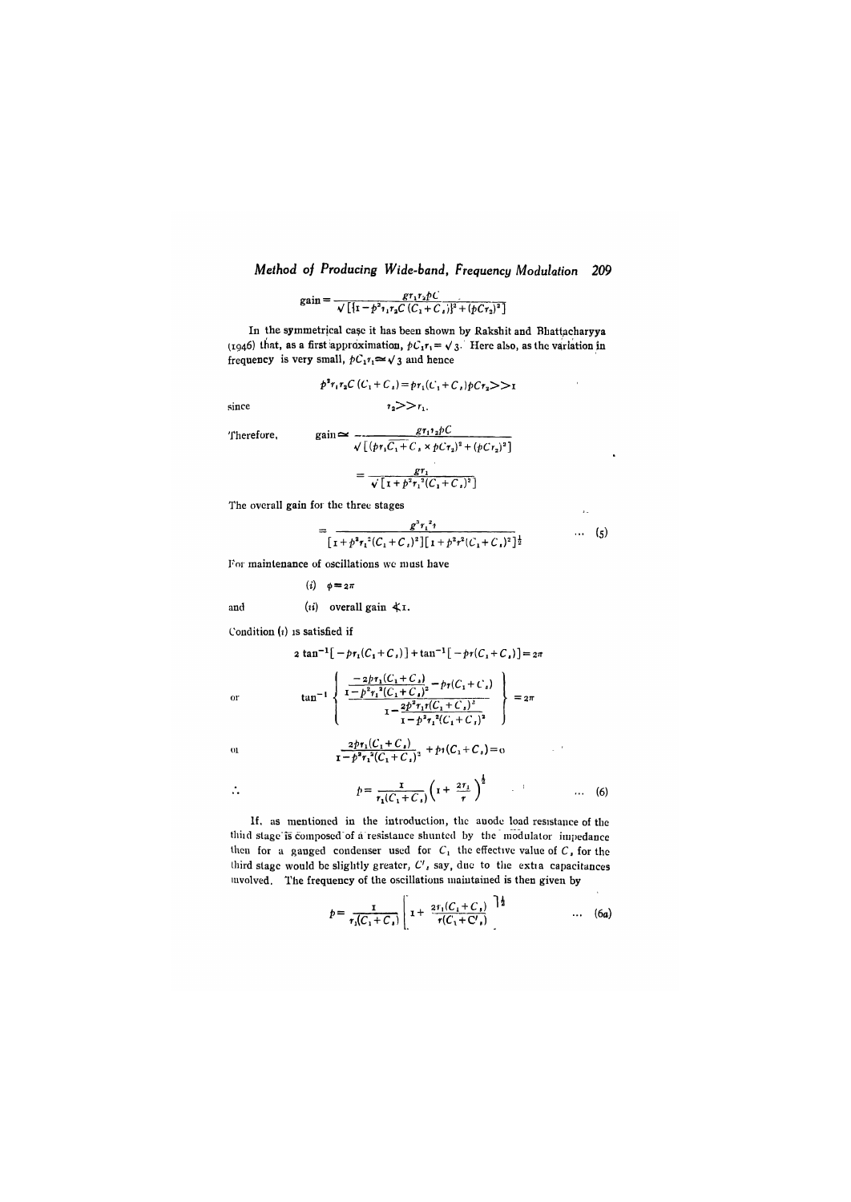$$\text{gain} = \frac{g r_1 r_2 p C}{\sqrt{[\{1 - p^2 r_1 r_2 C (C_1 + C_s)\}^2 + (pC r_2)^2]}}$$

In the symmetrical case it has been shown by Rakshit and Bhattacharyya (1946) that, as a first approximation, $pC_1 r_1 = \sqrt{3}$. Here also, as the variation in frequency is very small, $pC_1 r_1 \simeq \sqrt{3}$ and hence

$$p^2 r_1 r_2 C (C_1 + C_s) = p r_1 (C_1 + C_s) p C r_2 >> 1$$

since $$r_2 >> r_1.$$

Therefore,
$$\text{gain} \simeq \frac{g r_1 r_2 p C}{\sqrt{[(p r_1 \overline{C_1 + C_s} \times p C r_2)^2 + (p C r_2)^2]}}$$

$$= \frac{g r_1}{\sqrt{[1 + p^2 r_1^2 (C_1 + C_s)^2]}}$$

The overall gain for the three stages

$$= \frac{g^3 r_1^2 r}{[1 + p^2 r_1^2 (C_1 + C_s)^2][1 + p^2 r^2 (C_1 + C_s)^2]^{\frac{1}{2}}} \qquad \ldots \quad (5)$$

For maintenance of oscillations we must have

(*i*) $\phi = 2\pi$

and (*ii*) overall gain $\nless 1$.

Condition (*i*) is satisfied if

$$2 \tan^{-1}[-p r_1 (C_1 + C_s)] + \tan^{-1}[-p r (C_1 + C_s)] = 2\pi$$

or
$$\tan^{-1} \left\{ \frac{\dfrac{-2 p r_1 (C_1 + C_s)}{1 - p^2 r_1^2 (C_1 + C_s)^2} - p r (C_1 + C_s)}{1 - \dfrac{2 p^2 r_1 r (C_1 + C_s)^2}{1 - p^2 r_1^2 (C_1 + C_s)^2}} \right\} = 2\pi$$

or
$$\frac{2 p r_1 (C_1 + C_s)}{1 - p^2 r_1^2 (C_1 + C_s)^2} + p r (C_1 + C_s) = 0$$

$$\therefore \qquad p = \frac{1}{r_1 (C_1 + C_s)} \left(1 + \frac{2 r_1}{r}\right)^{\frac{1}{2}} \qquad \ldots \quad (6)$$

If, as mentioned in the introduction, the anode load resistance of the third stage is composed of a resistance shunted by the modulator impedance then for a ganged condenser used for $C_1$ the effective value of $C_s$ for the third stage would be slightly greater, $C'_s$ say, due to the extra capacitances involved. The frequency of the oscillations maintained is then given by

$$p = \frac{1}{r_1 (C_1 + C_s)} \left[ 1 + \frac{2 r_1 (C_1 + C_s)}{r (C_1 + C'_s)} \right]^{\frac{1}{2}} \qquad \ldots \quad (6a)$$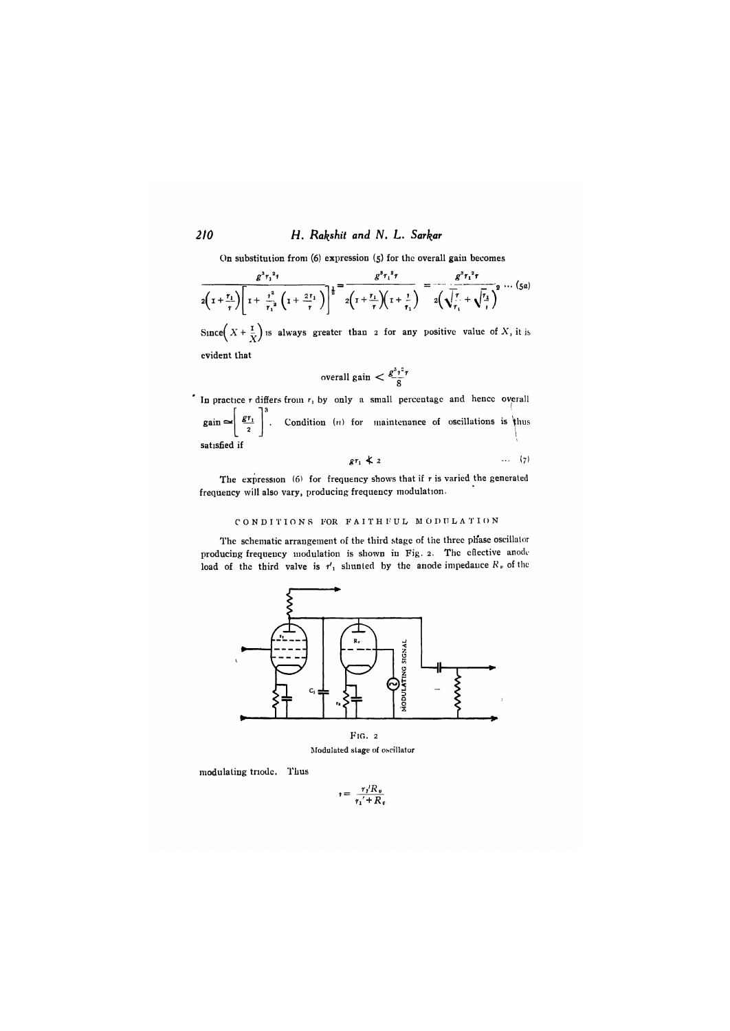On substitution from (6) expression (5) for the overall gain becomes

$$\frac{g^3 r_1^2 r}{2\left(1+\frac{r_1}{r}\right)\left[1+\frac{r^2}{r_1^2}\left(1+\frac{2r_1}{r}\right)\right]^{\frac{1}{2}}} = \frac{g^3 r_1^2 r}{2\left(1+\frac{r_1}{r}\right)\left(1+\frac{r}{r_1}\right)} = \frac{g^3 r_1^2 r}{2\left(\sqrt{\frac{r}{r_1}}+\sqrt{\frac{r_1}{r}}\right)^2} \quad \ldots (5a)$$

Since $\left(X+\frac{1}{X}\right)$ is always greater than 2 for any positive value of $X$, it is evident that

$$\text{overall gain} < \frac{g^3 r_1^2 r}{8}$$

In practice $r$ differs from $r_1$ by only a small percentage and hence overall gain $\simeq \left[\frac{g r_1}{2}\right]^3$. Condition (ii) for maintenance of oscillations is thus satisfied if

$$g r_1 \nless 2 \quad \ldots (7)$$

The expression (6) for frequency shows that if $r$ is varied the generated frequency will also vary, producing frequency modulation.

## CONDITIONS FOR FAITHFUL MODULATION

The schematic arrangement of the third stage of the three phase oscillator producing frequency modulation is shown in Fig. 2. The effective anode load of the third valve is $r'_1$ shunted by the anode impedance $R_v$ of the

FIG. 2

Modulated stage of oscillator

modulating triode. Thus

$$r = \frac{r_1' R_v}{r_1' + R_v}$$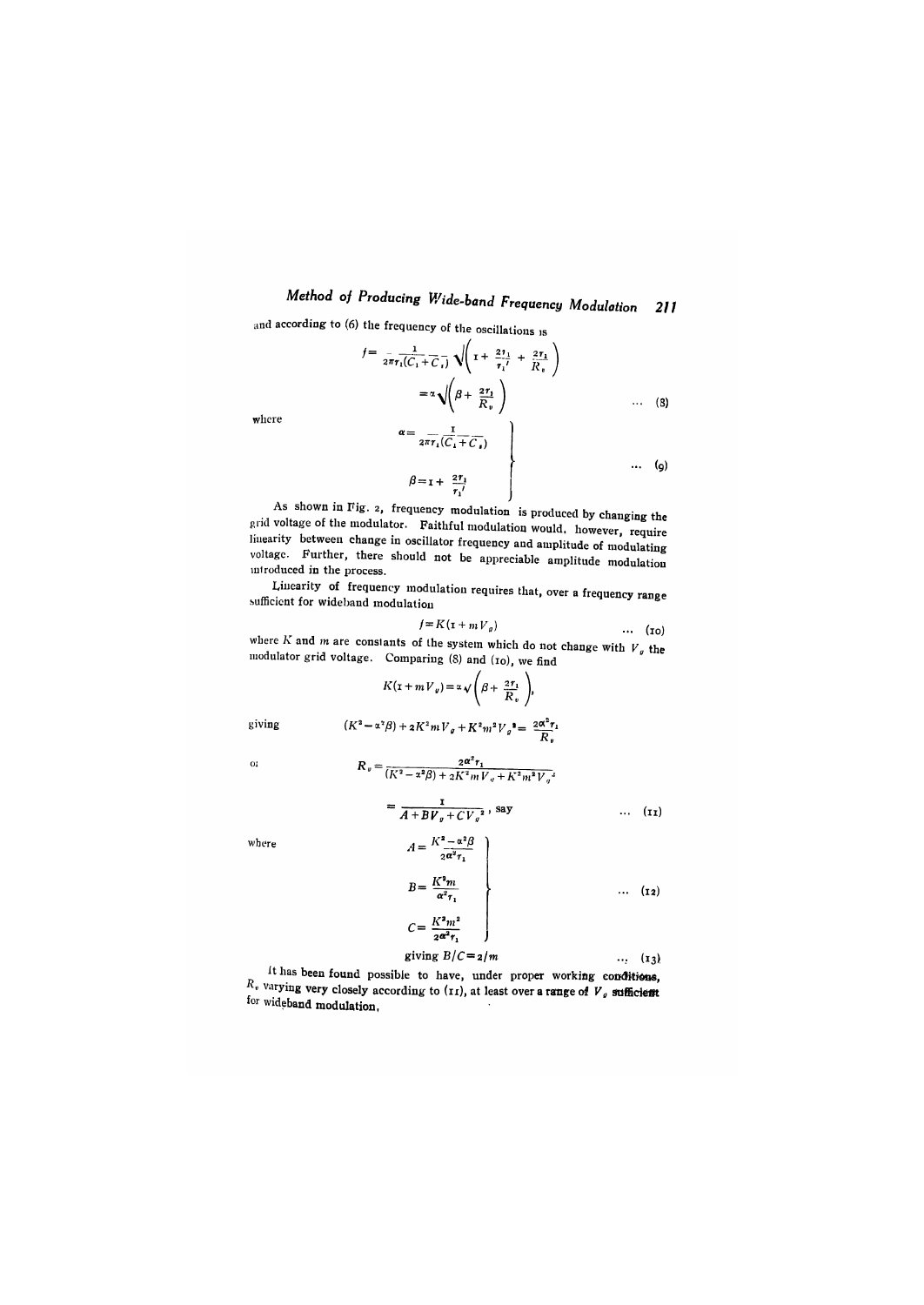and according to (6) the frequency of the oscillations is

$$f = \frac{1}{2\pi r_1 (C_1 + C_s)} \sqrt{\left(1 + \frac{2r_1}{r_1'} + \frac{2r_1}{R_v}\right)}$$

$$= \alpha \sqrt{\left(\beta + \frac{2r_1}{R_v}\right)} \qquad \cdots \quad (8)$$

where

$$\left.\begin{aligned} \alpha &= \frac{1}{2\pi r_1 (C_1 + C_s)} \\ \beta &= 1 + \frac{2r_1}{r_1'} \end{aligned}\right\} \qquad \cdots \quad (9)$$

As shown in Fig. 2, frequency modulation is produced by changing the grid voltage of the modulator. Faithful modulation would, however, require linearity between change in oscillator frequency and amplitude of modulating voltage. Further, there should not be appreciable amplitude modulation introduced in the process.

Linearity of frequency modulation requires that, over a frequency range sufficient for wideband modulation

$$f = K(1 + mV_g) \qquad \cdots \quad (10)$$

where $K$ and $m$ are constants of the system which do not change with $V_g$ the modulator grid voltage. Comparing (8) and (10), we find

$$K(1 + mV_g) = \alpha \sqrt{\left(\beta + \frac{2r_1}{R_v}\right)},$$

giving

$$(K^2 - \alpha^2\beta) + 2K^2 m V_g + K^2 m^2 V_g^2 = \frac{2\alpha^2 r_1}{R_v}$$

or

$$R_v = \frac{2\alpha^2 r_1}{(K^2 - \alpha^2\beta) + 2K^2 m V_g + K^2 m^2 V_g^2}$$

$$= \frac{1}{A + BV_g + CV_g^2}, \text{ say} \qquad \cdots \quad (11)$$

where

$$\left.\begin{aligned} A &= \frac{K^2 - \alpha^2\beta}{2\alpha^2 r_1} \\ B &= \frac{K^2 m}{\alpha^2 r_1} \\ C &= \frac{K^2 m^2}{2\alpha^2 r_1} \end{aligned}\right\} \qquad \cdots \quad (12)$$

$$\text{giving } B/C = 2/m \qquad \cdots \quad (13)$$

It has been found possible to have, under proper working conditions, $R_v$ varying very closely according to (11), at least over a range of $V_g$ sufficient for wideband modulation.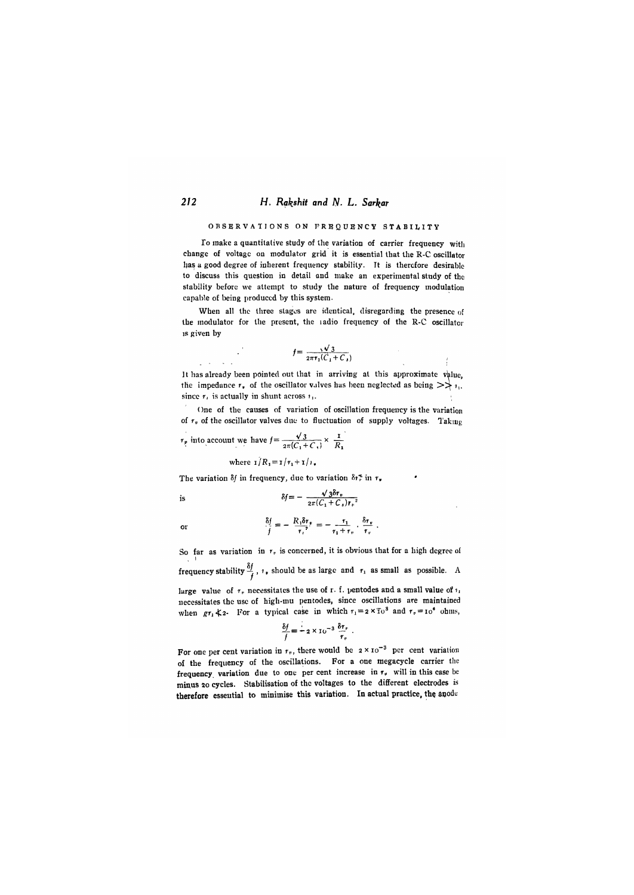## OBSERVATIONS ON FREQUENCY STABILITY

To make a quantitative study of the variation of carrier frequency with change of voltage on modulator grid it is essential that the R-C oscillator has a good degree of inherent frequency stability. It is therefore desirable to discuss this question in detail and make an experimental study of the stability before we attempt to study the nature of frequency modulation capable of being produced by this system.

When all the three stages are identical, disregarding the presence of the modulator for the present, the radio frequency of the R-C oscillator is given by

$$f = \frac{\sqrt{3}}{2\pi r_1 (C_1 + C_s)}$$

It has already been pointed out that in arriving at this approximate value, the impedance $r_v$ of the oscillator valves has been neglected as being $\gg r_1$, since $r_v$ is actually in shunt across $r_1$.

One of the causes of variation of oscillation frequency is the variation of $r_v$ of the oscillator valves due to fluctuation of supply voltages. Taking $r_v$ into account we have $f = \frac{\sqrt{3}}{2\pi (C_1 + C_s)} \times \frac{1}{R_1}$

where $1/R_1 = 1/r_1 + 1/r_v$.

The variation $\delta f$ in frequency, due to variation $\delta r_v$ in $r_v$

is

$$\delta f = -\frac{\sqrt{3}\,\delta r_v}{2\pi (C_1 + C_s) r_v^2}$$

or

$$\frac{\delta f}{f} = -\frac{R_1 \delta r_v}{r_v^2} = -\frac{r_1}{r_1 + r_v} \cdot \frac{\delta r_v}{r_v}.$$

So far as variation in $r_v$ is concerned, it is obvious that for a high degree of frequency stability $\frac{\delta f}{f}$, $r_v$ should be as large and $r_1$ as small as possible. A large value of $r_v$ necessitates the use of r. f. pentodes and a small value of $r_1$ necessitates the use of high-mu pentodes, since oscillations are maintained when $g r_1 \nless 2$. For a typical case in which $r_1 = 2 \times 10^3$ and $r_v = 10^6$ ohms,

$$\frac{\delta f}{f} = -2 \times 10^{-3} \frac{\delta r_v}{r_v}.$$

For one per cent variation in $r_v$, there would be $2 \times 10^{-3}$ per cent variation of the frequency of the oscillations. For a one megacycle carrier the frequency variation due to one per cent increase in $r_v$ will in this case be minus 20 cycles. Stabilisation of the voltages to the different electrodes is therefore essential to minimise this variation. In actual practice, the anode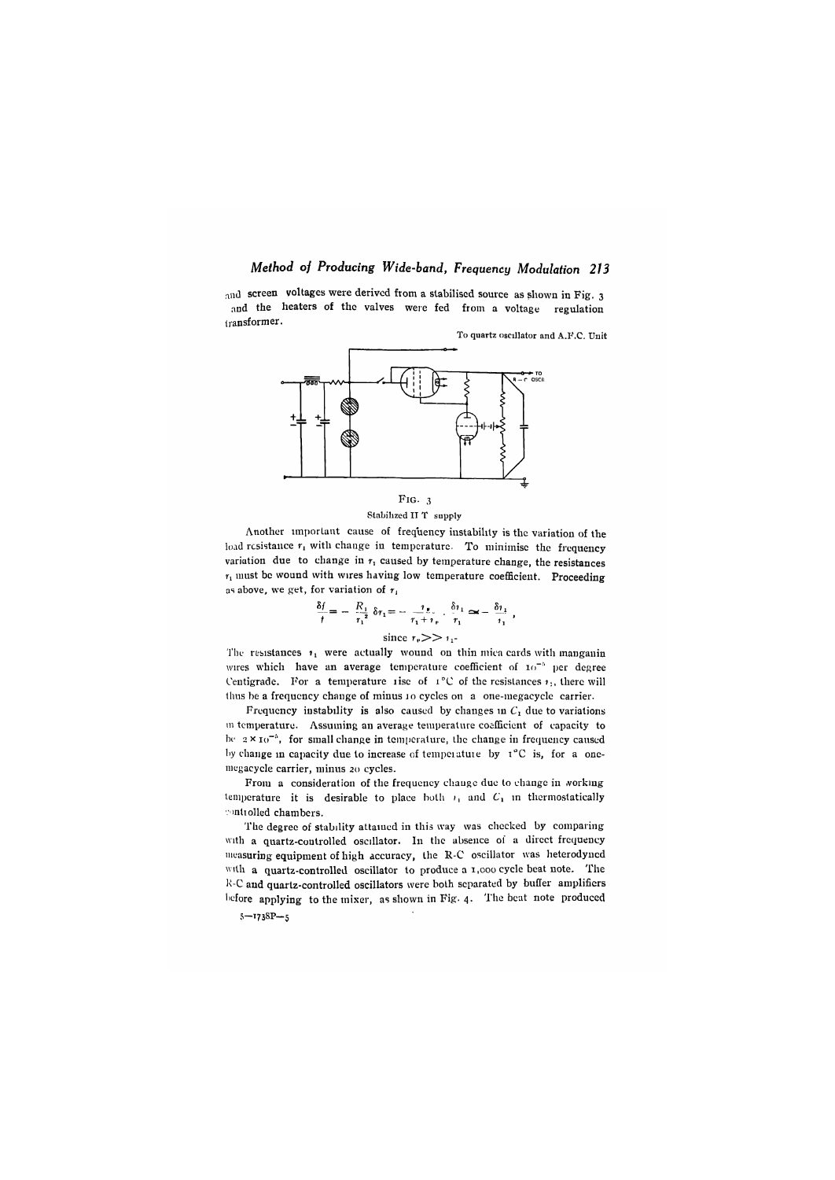and screen voltages were derived from a stabilised source as shown in Fig. 3 and the heaters of the valves were fed from a voltage regulation transformer.

To quartz oscillator and A.F.C. Unit

TO R–C OSCR

FIG. 3

Stabilized H T supply

Another important cause of frequency instability is the variation of the load resistance $r_1$ with change in temperature. To minimise the frequency variation due to change in $r_1$ caused by temperature change, the resistances $r_1$ must be wound with wires having low temperature coefficient. Proceeding as above, we get, for variation of $r_1$

$$\frac{\delta f}{f} = -\frac{R_1}{r_1^2}\,\delta r_1 = -\frac{r_p}{r_1 + r_p}\cdot\frac{\delta r_1}{r_1} \simeq -\frac{\delta r_1}{r_1},$$

$$\text{since } r_p >> r_1.$$

The resistances $r_1$ were actually wound on thin mica cards with manganin wires which have an average temperature coefficient of $10^{-5}$ per degree Centigrade. For a temperature rise of 1°C of the resistances $r_1$, there will thus be a frequency change of minus 10 cycles on a one-megacycle carrier.

Frequency instability is also caused by changes in $C_1$ due to variations in temperature. Assuming an average temperature coefficient of capacity to be $2 \times 10^{-5}$, for small change in temperature, the change in frequency caused by change in capacity due to increase of temperature by 1°C is, for a one-megacycle carrier, minus 20 cycles.

From a consideration of the frequency change due to change in working temperature it is desirable to place both $r_1$ and $C_1$ in thermostatically controlled chambers.

The degree of stability attained in this way was checked by comparing with a quartz-controlled oscillator. In the absence of a direct frequency measuring equipment of high accuracy, the R-C oscillator was heterodyned with a quartz-controlled oscillator to produce a 1,000 cycle beat note. The R-C and quartz-controlled oscillators were both separated by buffer amplifiers before applying to the mixer, as shown in Fig. 4. The beat note produced

5—1738P—5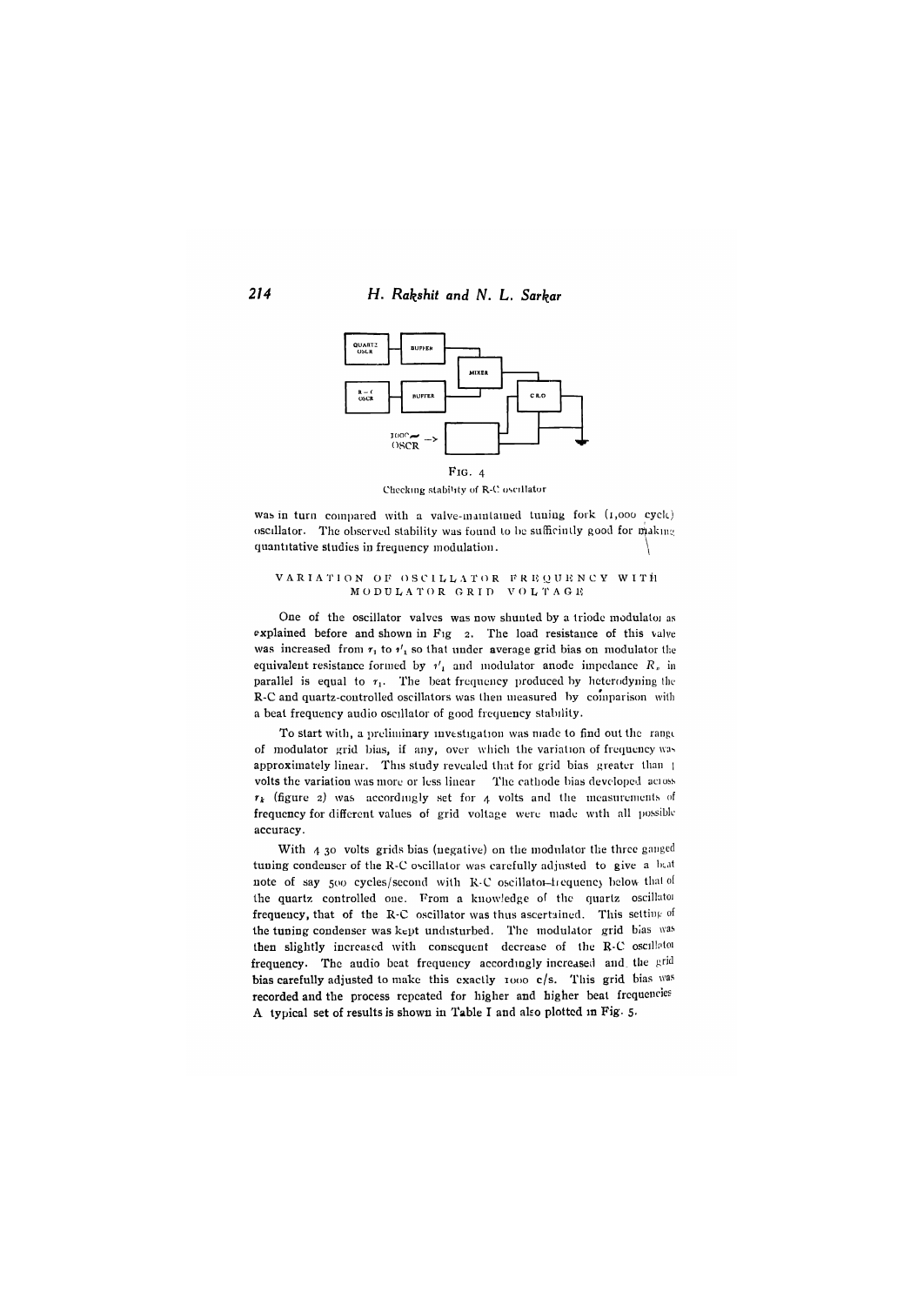FIG. 4

Checking stability of R-C oscillator

was in turn compared with a valve-maintained tuning fork (1,000 cycle) oscillator. The observed stability was found to be sufficiently good for making quantitative studies in frequency modulation.

## VARIATION OF OSCILLATOR FREQUENCY WITH MODULATOR GRID VOLTAGE

One of the oscillator valves was now shunted by a triode modulator as explained before and shown in Fig 2. The load resistance of this valve was increased from $r_1$ to $r'_1$ so that under average grid bias on modulator the equivalent resistance formed by $r'_1$ and modulator anode impedance $R_a$ in parallel is equal to $r_1$. The beat frequency produced by heterodyning the R-C and quartz-controlled oscillators was then measured by comparison with a beat frequency audio oscillator of good frequency stability.

To start with, a preliminary investigation was made to find out the range of modulator grid bias, if any, over which the variation of frequency was approximately linear. This study revealed that for grid bias greater than 1 volts the variation was more or less linear. The cathode bias developed across $r_k$ (figure 2) was accordingly set for 4 volts and the measurements of frequency for different values of grid voltage were made with all possible accuracy.

With 4.30 volts grids bias (negative) on the modulator the three ganged tuning condenser of the R-C oscillator was carefully adjusted to give a beat note of say 500 cycles/second with R-C oscillator-frequency below that of the quartz controlled one. From a knowledge of the quartz oscillator frequency, that of the R-C oscillator was thus ascertained. This setting of the tuning condenser was kept undisturbed. The modulator grid bias was then slightly increased with consequent decrease of the R-C oscillator frequency. The audio beat frequency accordingly increased and the grid bias carefully adjusted to make this exactly 1000 c/s. This grid bias was recorded and the process repeated for higher and higher beat frequencies. A typical set of results is shown in Table I and also plotted in Fig. 5.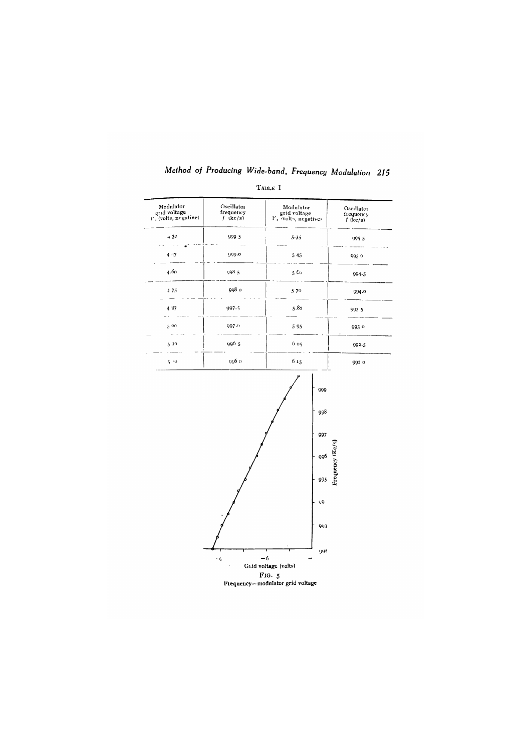TABLE I

| Modulator grid voltage $V_g$ (volts, negative) | Oscillator frequency $f$ (kc/s) | Modulator grid voltage $V_g$ (volts, negative) | Oscillator frequency $f$ (kc/s) |
|---|---|---|---|
| 4.30 | 999.5 | 5.35 | 995.5 |
| 4.47 | 999.0 | 5.45 | 995.0 |
| 4.60 | 998.5 | 5.60 | 994.5 |
| 4.75 | 998.0 | 5.70 | 994.0 |
| 4.87 | 997.5 | 5.82 | 993.5 |
| 5.00 | 997.0 | 5.95 | 993.0 |
| 5.10 | 996.5 | 6.05 | 992.5 |
| 5.20 | 996.0 | 6.15 | 992.0 |

FIG. 5
Frequency—modulator grid voltage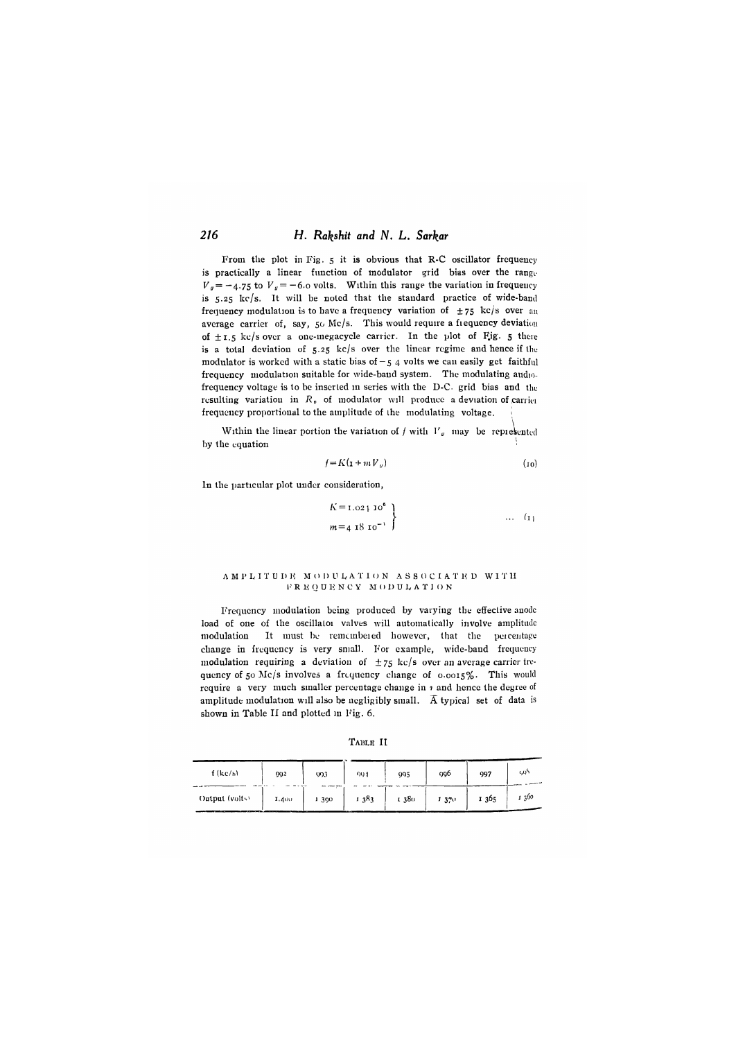From the plot in Fig. 5 it is obvious that R-C oscillator frequency is practically a linear function of modulator grid bias over the range $V_g = -4.75$ to $V_g = -6.0$ volts. Within this range the variation in frequency is 5.25 kc/s. It will be noted that the standard practice of wide-band frequency modulation is to have a frequency variation of $\pm 75$ kc/s over an average carrier of, say, 50 Mc/s. This would require a frequency deviation of $\pm 1.5$ kc/s over a one-megacycle carrier. In the plot of Fig. 5 there is a total deviation of 5.25 kc/s over the linear regime and hence if the modulator is worked with a static bias of $-5.4$ volts we can easily get faithful frequency modulation suitable for wide-band system. The modulating audio-frequency voltage is to be inserted in series with the D-C. grid bias and the resulting variation in $R_e$ of modulator will produce a deviation of carrier frequency proportional to the amplitude of the modulating voltage.

Within the linear portion the variation of $f$ with $V_g$ may be represented by the equation

$$f = K(1 + mV_g) \tag{10}$$

In the particular plot under consideration,

$$\left.\begin{aligned} K &= 1.024 \times 10^6 \\ m &= 4.18 \times 10^{-3} \end{aligned}\right\} \quad \ldots \quad (11)$$

## AMPLITUDE MODULATION ASSOCIATED WITH FREQUENCY MODULATION

Frequency modulation being produced by varying the effective anode load of one of the oscillator valves will automatically involve amplitude modulation. It must be remembered however, that the percentage change in frequency is very small. For example, wide-band frequency modulation requiring a deviation of $\pm 75$ kc/s over an average carrier frequency of 50 Mc/s involves a frequency change of 0.0015%. This would require a very much smaller percentage change in $r$ and hence the degree of amplitude modulation will also be negligibly small. A typical set of data is shown in Table II and plotted in Fig. 6.

TABLE II

| f (kc/s) | 992 | 993 | 994 | 995 | 996 | 997 | 998 |
|---|---|---|---|---|---|---|---|
| Output (volts) | 1.400 | 1.390 | 1.383 | 1.380 | 1.370 | 1.365 | 1.360 |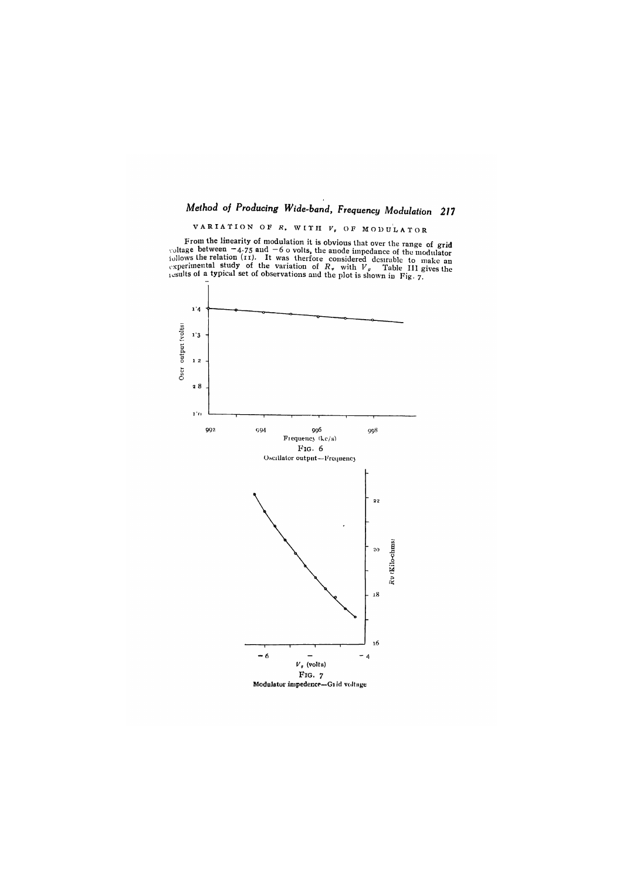### VARIATION OF $R_v$ WITH $V_g$ OF MODULATOR

From the linearity of modulation it is obvious that over the range of grid voltage between $-4.75$ and $-6.0$ volts, the anode impedance of the modulator follows the relation (11). It was therfore considered desirable to make an experimental study of the variation of $R_v$ with $V_g$. Table III gives the results of a typical set of observations and the plot is shown in Fig. 7.

FIG. 6

Oscillator output—Frequency

FIG. 7

Modulator impedence—Grid voltage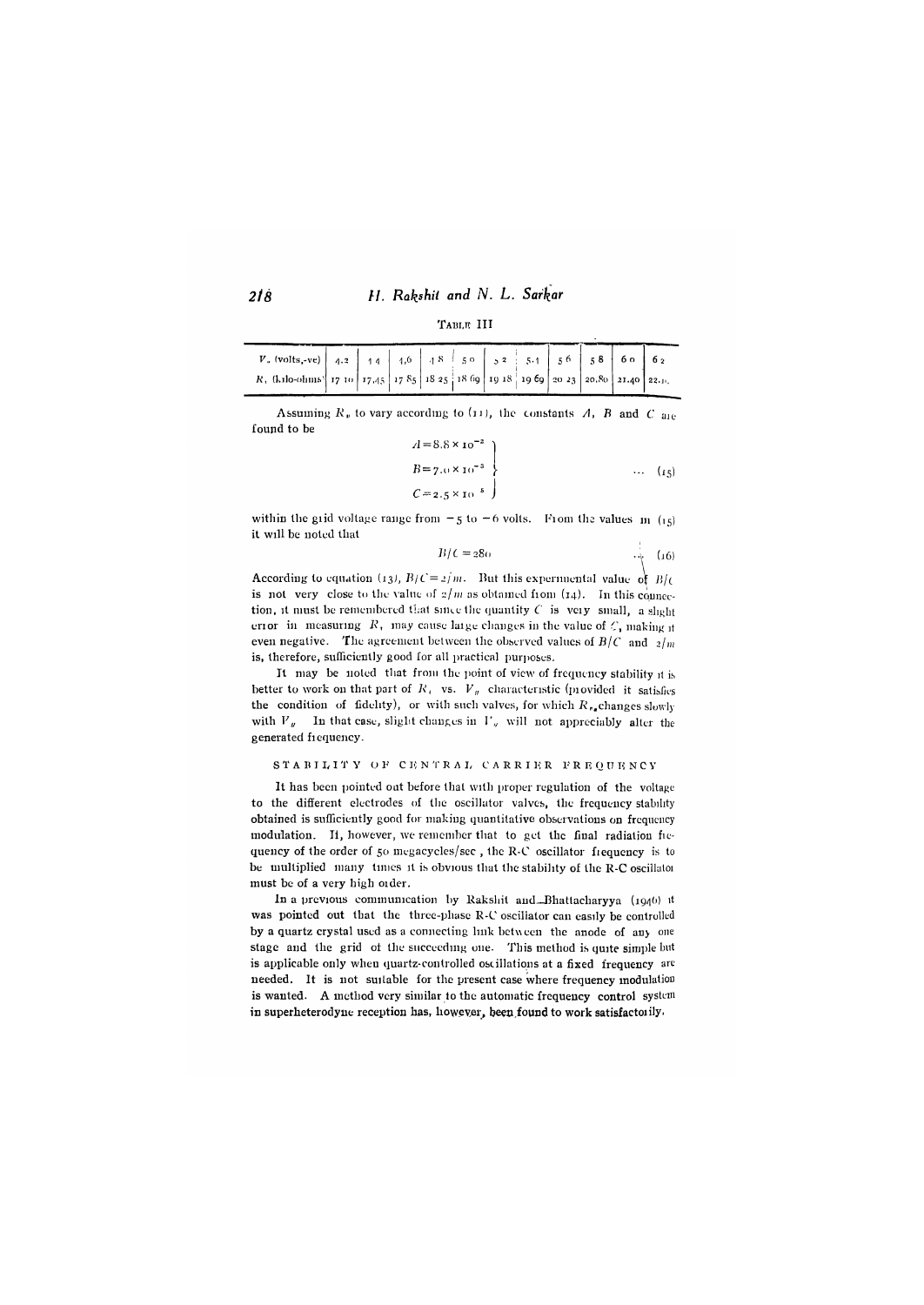TABLE III

| $V_g$ (volts,-ve) | 4.2 | 4.4 | 4.6 | 4.8 | 5.0 | 5.2 | 5.4 | 5.6 | 5.8 | 6.0 | 6.2 |
|---|---|---|---|---|---|---|---|---|---|---|---|
| $R_i$ (kilo-ohms) | 17.10 | 17.45 | 17.85 | 18.25 | 18.69 | 19.18 | 19.69 | 20.23 | 20.80 | 21.40 | 22.0. |

Assuming $R_i$ to vary according to (11), the constants $A$, $B$ and $C$ are found to be

$$\left.\begin{aligned} A &= 8.8 \times 10^{-2} \\ B &= 7.0 \times 10^{-3} \\ C &= 2.5 \times 10^{-5} \end{aligned}\right\} \quad \cdots \quad (15)$$

within the grid voltage range from $-5$ to $-6$ volts. From the values in (15) it will be noted that

$$B/C = 280 \quad \cdots \quad (16)$$

According to equation (13), $B/C = 2/m$. But this experimental value of $B/C$ is not very close to the value of $2/m$ as obtained from (14). In this connection, it must be remembered that since the quantity $C$ is very small, a slight error in measuring $R_i$ may cause large changes in the value of $C$, making it even negative. The agreement between the observed values of $B/C$ and $2/m$ is, therefore, sufficiently good for all practical purposes.

It may be noted that from the point of view of frequency stability it is better to work on that part of $R_i$ vs. $V_g$ characteristic (provided it satisfies the condition of fidelity), or with such valves, for which $R_i$ changes slowly with $V_g$. In that case, slight changes in $V_g$ will not appreciably alter the generated frequency.

## STABILITY OF CENTRAL CARRIER FREQUENCY

It has been pointed out before that with proper regulation of the voltage to the different electrodes of the oscillator valves, the frequency stability obtained is sufficiently good for making quantitative observations on frequency modulation. If, however, we remember that to get the final radiation frequency of the order of 50 megacycles/sec., the R-C oscillator frequency is to be multiplied many times it is obvious that the stability of the R-C oscillator must be of a very high order.

In a previous communication by Rakshit and Bhattacharyya (1946) it was pointed out that the three-phase R-C oscillator can easily be controlled by a quartz crystal used as a connecting link between the anode of any one stage and the grid of the succeeding one. This method is quite simple but is applicable only when quartz-controlled oscillations at a fixed frequency are needed. It is not suitable for the present case where frequency modulation is wanted. A method very similar to the automatic frequency control system in superheterodyne reception has, however, been found to work satisfactorily.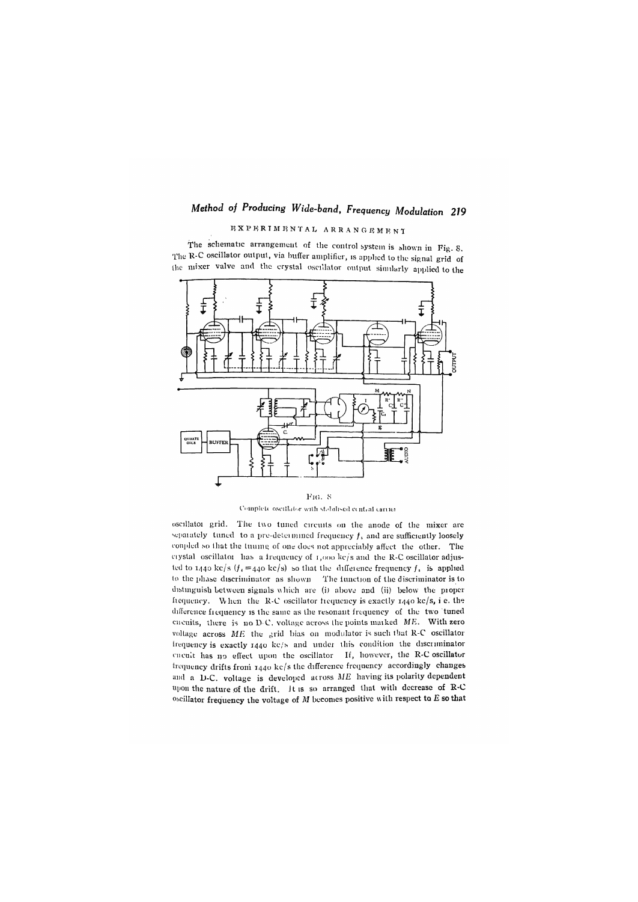## EXPERIMENTAL ARRANGEMENT

The schematic arrangement of the control system is shown in Fig. 8. The R-C oscillator output, via buffer amplifier, is applied to the signal grid of the mixer valve and the crystal oscillator output similarly applied to the

FIG. 8

Complete oscillator with stabilised central carrier

oscillator grid. The two tuned circuits on the anode of the mixer are separately tuned to a pre-determined frequency $f_i$ and are sufficiently loosely coupled so that the tuning of one does not appreciably affect the other. The crystal oscillator has a frequency of 1,000 kc/s and the R-C oscillator adjusted to 1440 kc/s ($f_i = 440$ kc/s) so that the difference frequency $f_i$ is applied to the phase discriminator as shown. The function of the discriminator is to distinguish between signals which are (i) above and (ii) below the proper frequency. When the R-C oscillator frequency is exactly 1440 kc/s, i e. the difference frequency is the same as the resonant frequency of the two tuned circuits, there is no D-C. voltage across the points marked $ME$. With zero voltage across $ME$ the grid bias on modulator is such that R-C oscillator frequency is exactly 1440 kc/s and under this condition the discriminator circuit has no effect upon the oscillator. If, however, the R-C oscillator frequency drifts from 1440 kc/s the difference frequency accordingly changes and a D-C. voltage is developed across $ME$ having its polarity dependent upon the nature of the drift. It is so arranged that with decrease of R-C oscillator frequency the voltage of $M$ becomes positive with respect to $E$ so that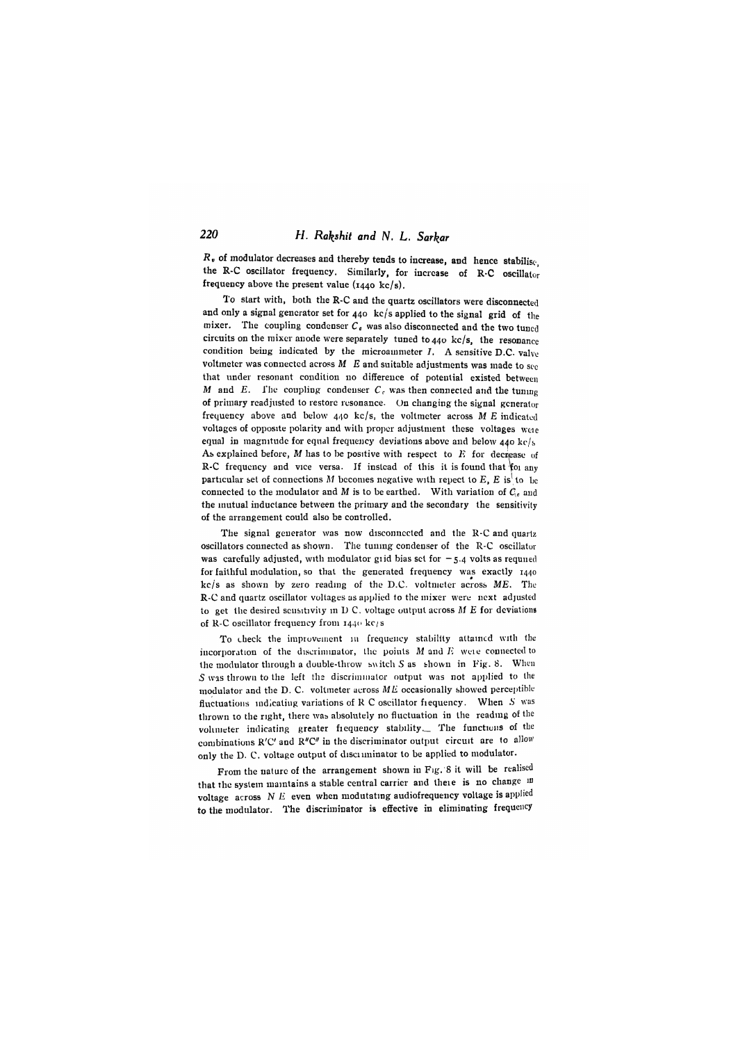$R_e$ of modulator decreases and thereby tends to increase, and hence stabilise, the R-C oscillator frequency. Similarly, for increase of R-C oscillator frequency above the present value (1440 kc/s).

To start with, both the R-C and the quartz oscillators were disconnected and only a signal generator set for 440 kc/s applied to the signal grid of the mixer. The coupling condenser $C_c$ was also disconnected and the two tuned circuits on the mixer anode were separately tuned to 440 kc/s, the resonance condition being indicated by the microammeter $I$. A sensitive D.C. valve voltmeter was connected across $M$ $E$ and suitable adjustments was made to see that under resonant condition no difference of potential existed between $M$ and $E$. The coupling condenser $C_c$ was then connected and the tuning of primary readjusted to restore resonance. On changing the signal generator frequency above and below 440 kc/s, the voltmeter across $M$ $E$ indicated voltages of opposite polarity and with proper adjustment these voltages were equal in magnitude for equal frequency deviations above and below 440 kc/s. As explained before, $M$ has to be positive with respect to $E$ for decrease of R-C frequency and vice versa. If instead of this it is found that for any particular set of connections $M$ becomes negative with repect to $E$, $E$ is to be connected to the modulator and $M$ is to be earthed. With variation of $C_c$ and the mutual inductance between the primary and the secondary the sensitivity of the arrangement could also be controlled.

The signal generator was now disconnected and the R-C and quartz oscillators connected as shown. The tuning condenser of the R-C oscillator was carefully adjusted, with modulator grid bias set for $-5.4$ volts as required for faithful modulation, so that the generated frequency was exactly 1440 kc/s as shown by zero reading of the D.C. voltmeter across $ME$. The R-C and quartz oscillator voltages as applied to the mixer were next adjusted to get the desired sensitivity in D C. voltage output across $M$ $E$ for deviations of R-C oscillator frequency from 1440 kc/s

To check the improvement in frequency stability attained with the incorporation of the discriminator, the points $M$ and $E$ were connected to the modulator through a double-throw switch $S$ as shown in Fig. 8. When $S$ was thrown to the left the discriminator output was not applied to the modulator and the D. C. voltmeter across $ME$ occasionally showed perceptible fluctuations indicating variations of R C oscillator frequency. When $S$ was thrown to the right, there was absolutely no fluctuation in the reading of the voltmeter indicating greater frequency stability. The functions of the combinations R′C′ and R″C″ in the discriminator output circuit are to allow only the D. C. voltage output of discriminator to be applied to modulator.

From the nature of the arrangement shown in Fig. 8 it will be realised that the system maintains a stable central carrier and there is no change in voltage across $N$ $E$ even when modutating audiofrequency voltage is applied to the modulator. The discriminator is effective in eliminating frequency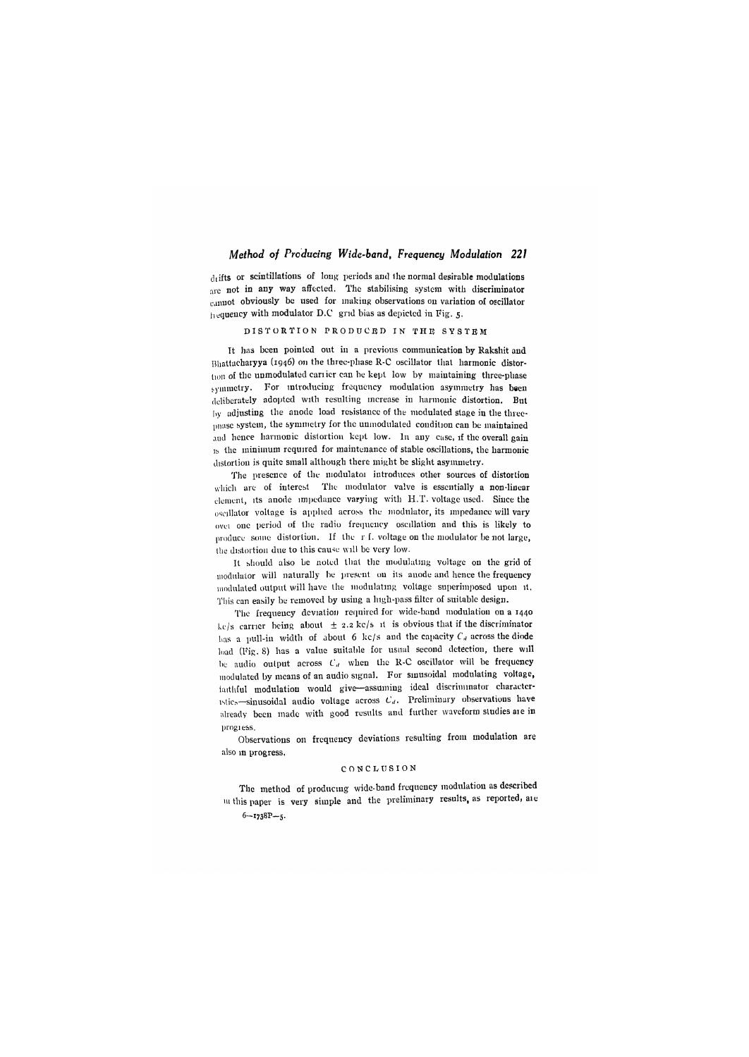drifts or scintillations of long periods and the normal desirable modulations are not in any way affected. The stabilising system with discriminator cannot obviously be used for making observations on variation of oscillator frequency with modulator D.C grid bias as depicted in Fig. 5.

## DISTORTION PRODUCED IN THE SYSTEM

It has been pointed out in a previous communication by Rakshit and Bhattacharyya (1946) on the three-phase R-C oscillator that harmonic distortion of the unmodulated carrier can be kept low by maintaining three-phase symmetry. For introducing frequency modulation asymmetry has been deliberately adopted with resulting increase in harmonic distortion. But by adjusting the anode load resistance of the modulated stage in the three-phase system, the symmetry for the unmodulated condition can be maintained and hence harmonic distortion kept low. In any case, if the overall gain is the minimum required for maintenance of stable oscillations, the harmonic distortion is quite small although there might be slight asymmetry.

The presence of the modulator introduces other sources of distortion which are of interest. The modulator valve is essentially a non-linear element, its anode impedance varying with H.T. voltage used. Since the oscillator voltage is applied across the modulator, its impedance will vary over one period of the radio frequency oscillation and this is likely to produce some distortion. If the r f. voltage on the modulator be not large, the distortion due to this cause will be very low.

It should also be noted that the modulating voltage on the grid of modulator will naturally be present on its anode and hence the frequency modulated output will have the modulating voltage superimposed upon it. This can easily be removed by using a high-pass filter of suitable design.

The frequency deviation required for wide-band modulation on a 1440 kc/s carrier being about $\pm$ 2.2 kc/s it is obvious that if the discriminator has a pull-in width of about 6 kc/s and the capacity $C_d$ across the diode load (Fig. 8) has a value suitable for usual second detection, there will be audio output across $C_d$ when the R-C oscillator will be frequency modulated by means of an audio signal. For sinusoidal modulating voltage, faithful modulation would give—assuming ideal discriminator characteristics—sinusoidal audio voltage across $C_d$. Preliminary observations have already been made with good results and further waveform studies are in progress.

Observations on frequency deviations resulting from modulation are also in progress.

## CONCLUSION

The method of producing wide-band frequency modulation as described in this paper is very simple and the preliminary results, as reported, are

6—1738P—5.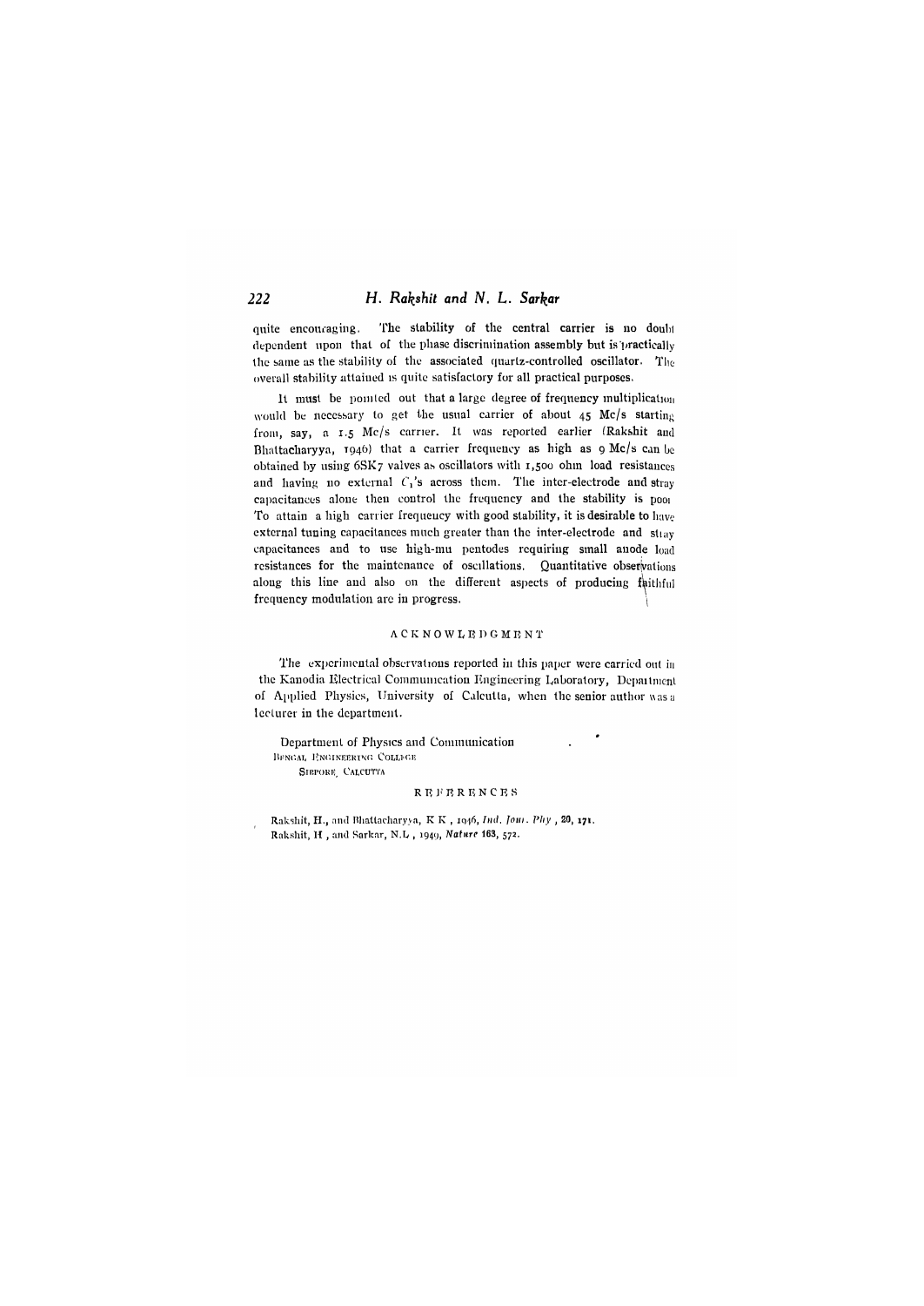quite encouraging. The stability of the central carrier is no doubt dependent upon that of the phase discrimination assembly but is practically the same as the stability of the associated quartz-controlled oscillator. The overall stability attained is quite satisfactory for all practical purposes.

It must be pointed out that a large degree of frequency multiplication would be necessary to get the usual carrier of about 45 Mc/s starting from, say, a 1.5 Mc/s carrier. It was reported earlier (Rakshit and Bhattacharyya, 1946) that a carrier frequency as high as 9 Mc/s can be obtained by using 6SK7 valves as oscillators with 1,500 ohm load resistances and having no external $C_1$'s across them. The inter-electrode and stray capacitances alone then control the frequency and the stability is poor. To attain a high carrier frequency with good stability, it is desirable to have external tuning capacitances much greater than the inter-electrode and stray capacitances and to use high-mu pentodes requiring small anode load resistances for the maintenance of oscillations. Quantitative observations along this line and also on the different aspects of producing faithful frequency modulation are in progress.

## ACKNOWLEDGMENT

The experimental observations reported in this paper were carried out in the Kanodia Electrical Communication Engineering Laboratory, Department of Applied Physics, University of Calcutta, when the senior author was a lecturer in the department.

Department of Physics and Communication
BENGAL ENGINEERING COLLEGE
SIBPORE, CALCUTTA

## REFERENCES

Rakshit, H., and Bhattacharyya, K K , 1946, *Ind. Jour. Phy* , **20**, 171.
Rakshit, H , and Sarkar, N.L , 1949, *Nature* **163**, 572.